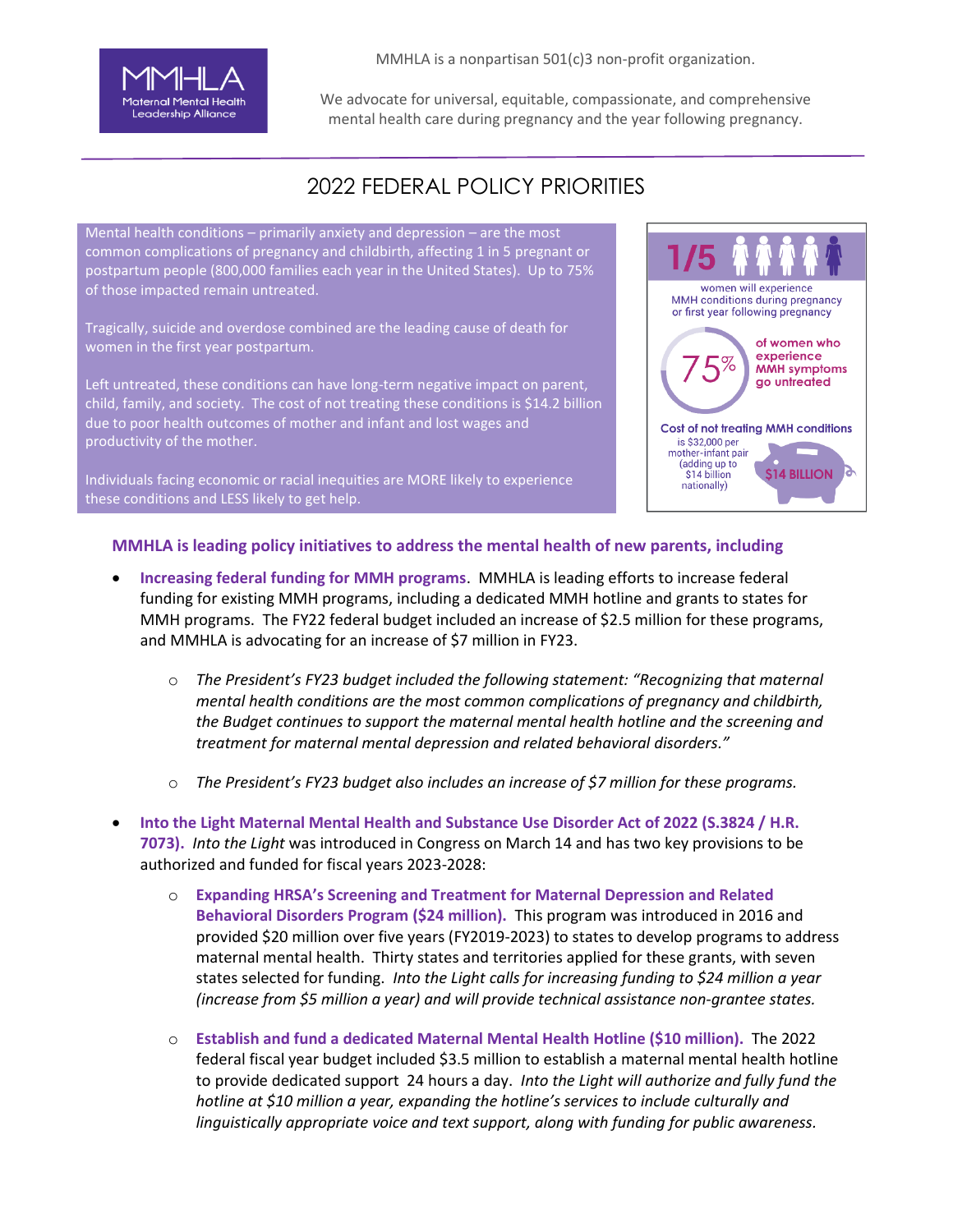MMHLA
Maternal Mental Health Leadership Alliance

MMHLA is a nonpartisan 501(c)3 non-profit organization.

We advocate for universal, equitable, compassionate, and comprehensive mental health care during pregnancy and the year following pregnancy.

# 2022 FEDERAL POLICY PRIORITIES

Mental health conditions – primarily anxiety and depression – are the most common complications of pregnancy and childbirth, affecting 1 in 5 pregnant or postpartum people (800,000 families each year in the United States). Up to 75% of those impacted remain untreated.

Tragically, suicide and overdose combined are the leading cause of death for women in the first year postpartum.

Left untreated, these conditions can have long-term negative impact on parent, child, family, and society. The cost of not treating these conditions is $14.2 billion due to poor health outcomes of mother and infant and lost wages and productivity of the mother.

Individuals facing economic or racial inequities are MORE likely to experience these conditions and LESS likely to get help.

**1/5** women will experience MMH conditions during pregnancy or first year following pregnancy

**75%** of women who experience MMH symptoms go untreated

**Cost of not treating MMH conditions** is $32,000 per mother-infant pair (adding up to $14 billion nationally)

**$14 BILLION**

## MMHLA is leading policy initiatives to address the mental health of new parents, including

- **Increasing federal funding for MMH programs**. MMHLA is leading efforts to increase federal funding for existing MMH programs, including a dedicated MMH hotline and grants to states for MMH programs. The FY22 federal budget included an increase of $2.5 million for these programs, and MMHLA is advocating for an increase of $7 million in FY23.
  - *The President's FY23 budget included the following statement: "Recognizing that maternal mental health conditions are the most common complications of pregnancy and childbirth, the Budget continues to support the maternal mental health hotline and the screening and treatment for maternal mental depression and related behavioral disorders."*
  - *The President's FY23 budget also includes an increase of $7 million for these programs.*
- **Into the Light Maternal Mental Health and Substance Use Disorder Act of 2022 (S.3824 / H.R. 7073).** *Into the Light* was introduced in Congress on March 14 and has two key provisions to be authorized and funded for fiscal years 2023-2028:
  - **Expanding HRSA's Screening and Treatment for Maternal Depression and Related Behavioral Disorders Program ($24 million).** This program was introduced in 2016 and provided $20 million over five years (FY2019-2023) to states to develop programs to address maternal mental health. Thirty states and territories applied for these grants, with seven states selected for funding. *Into the Light calls for increasing funding to $24 million a year (increase from $5 million a year) and will provide technical assistance non-grantee states.*
  - **Establish and fund a dedicated Maternal Mental Health Hotline ($10 million).** The 2022 federal fiscal year budget included $3.5 million to establish a maternal mental health hotline to provide dedicated support 24 hours a day. *Into the Light will authorize and fully fund the hotline at $10 million a year, expanding the hotline's services to include culturally and linguistically appropriate voice and text support, along with funding for public awareness.*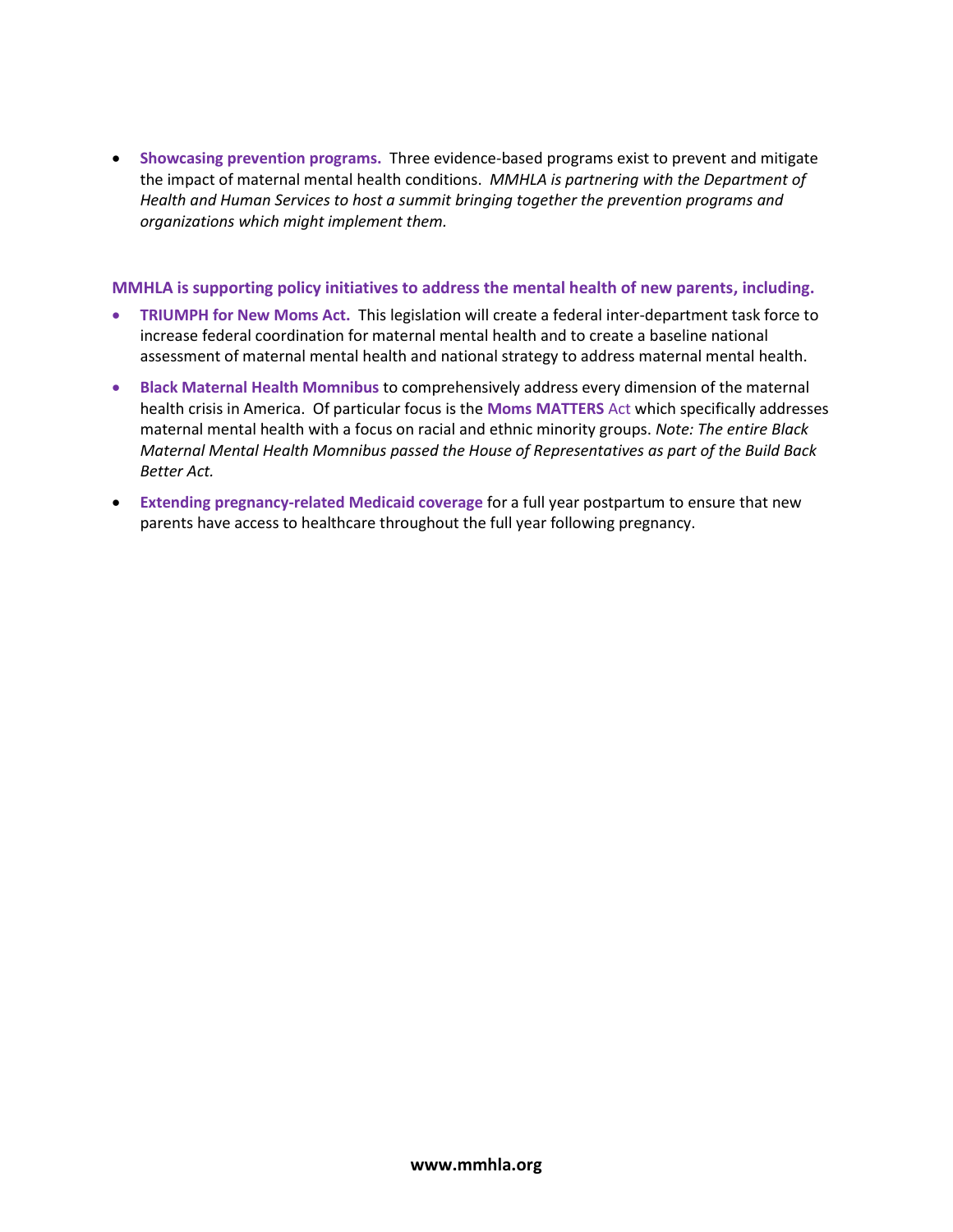- **Showcasing prevention programs.** Three evidence-based programs exist to prevent and mitigate the impact of maternal mental health conditions. *MMHLA is partnering with the Department of Health and Human Services to host a summit bringing together the prevention programs and organizations which might implement them.*

**MMHLA is supporting policy initiatives to address the mental health of new parents, including.**

- **TRIUMPH for New Moms Act.** This legislation will create a federal inter-department task force to increase federal coordination for maternal mental health and to create a baseline national assessment of maternal mental health and national strategy to address maternal mental health.
- **Black Maternal Health Momnibus** to comprehensively address every dimension of the maternal health crisis in America. Of particular focus is the **Moms MATTERS** Act which specifically addresses maternal mental health with a focus on racial and ethnic minority groups. *Note: The entire Black Maternal Mental Health Momnibus passed the House of Representatives as part of the Build Back Better Act.*
- **Extending pregnancy-related Medicaid coverage** for a full year postpartum to ensure that new parents have access to healthcare throughout the full year following pregnancy.

**www.mmhla.org**